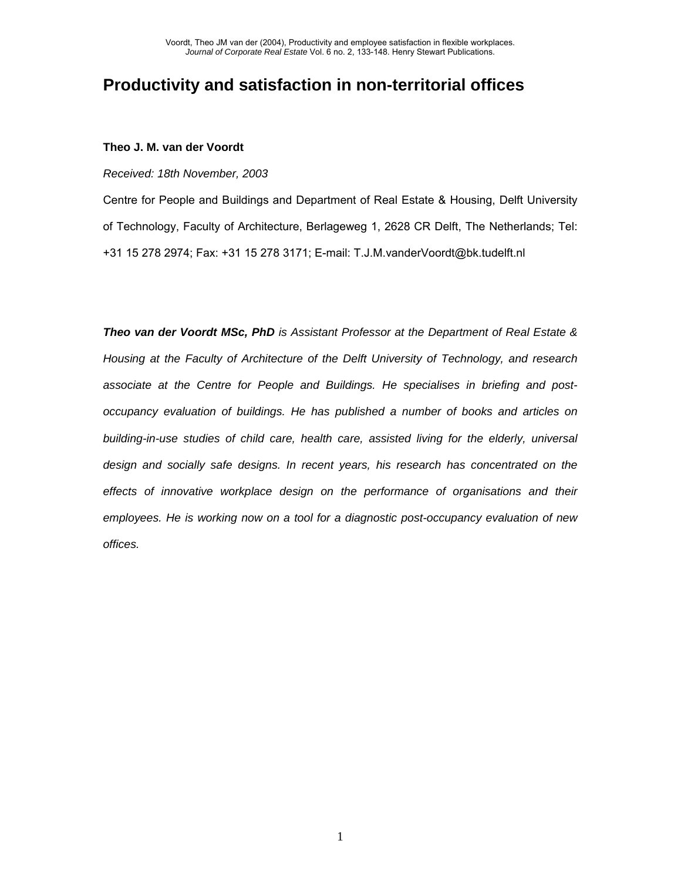# Productivity and satisfaction in non-territorial offices

**Theo J. M. van der Voordt**

*Received: 18th November, 2003*

Centre for People and Buildings and Department of Real Estate & Housing, Delft University of Technology, Faculty of Architecture, Berlageweg 1, 2628 CR Delft, The Netherlands; Tel: +31 15 278 2974; Fax: +31 15 278 3171; E-mail: T.J.M.vanderVoordt@bk.tudelft.nl

***Theo van der Voordt MSc, PhD** is Assistant Professor at the Department of Real Estate & Housing at the Faculty of Architecture of the Delft University of Technology, and research associate at the Centre for People and Buildings. He specialises in briefing and post-occupancy evaluation of buildings. He has published a number of books and articles on building-in-use studies of child care, health care, assisted living for the elderly, universal design and socially safe designs. In recent years, his research has concentrated on the effects of innovative workplace design on the performance of organisations and their employees. He is working now on a tool for a diagnostic post-occupancy evaluation of new offices.*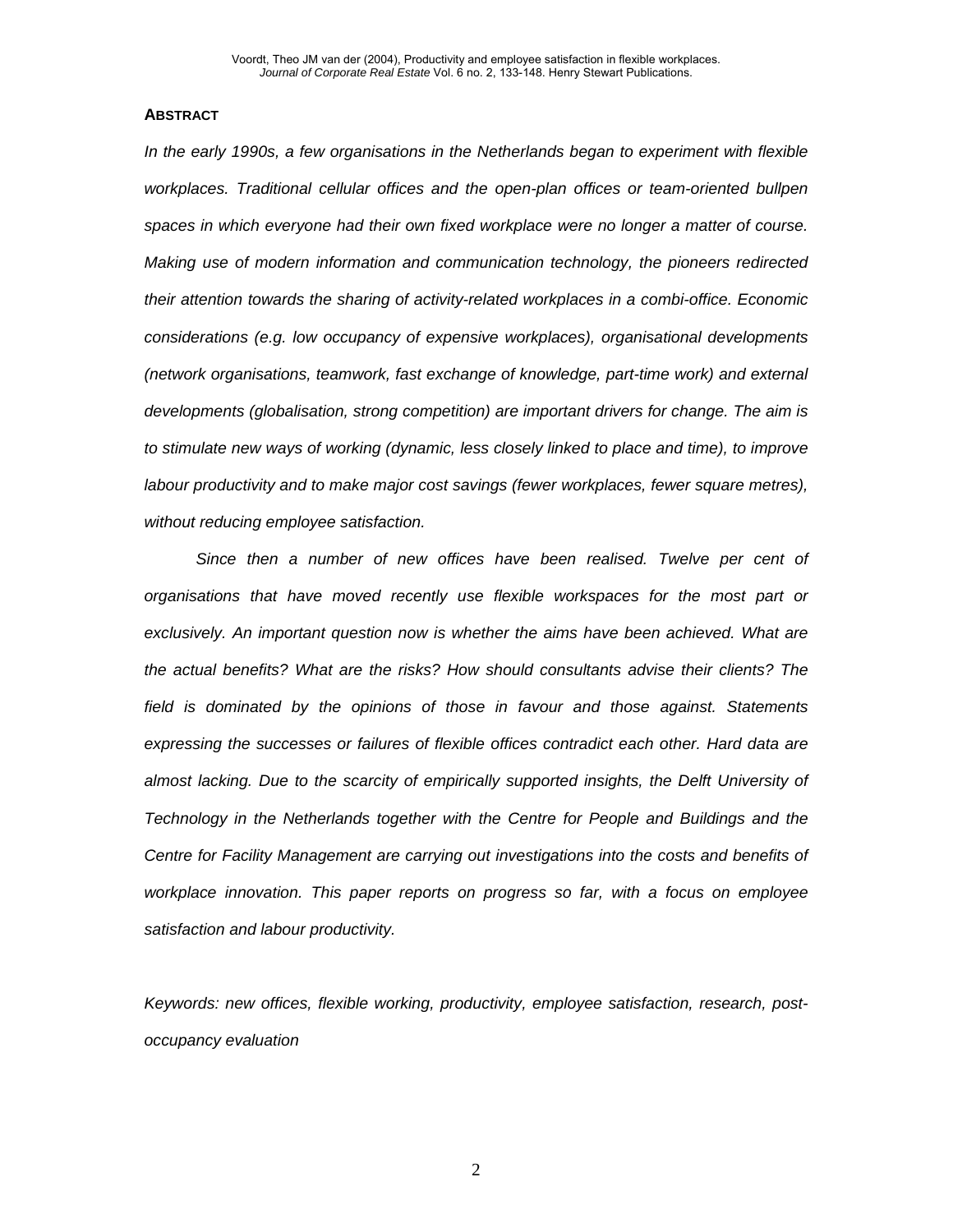**ABSTRACT**

*In the early 1990s, a few organisations in the Netherlands began to experiment with flexible workplaces. Traditional cellular offices and the open-plan offices or team-oriented bullpen spaces in which everyone had their own fixed workplace were no longer a matter of course. Making use of modern information and communication technology, the pioneers redirected their attention towards the sharing of activity-related workplaces in a combi-office. Economic considerations (e.g. low occupancy of expensive workplaces), organisational developments (network organisations, teamwork, fast exchange of knowledge, part-time work) and external developments (globalisation, strong competition) are important drivers for change. The aim is to stimulate new ways of working (dynamic, less closely linked to place and time), to improve labour productivity and to make major cost savings (fewer workplaces, fewer square metres), without reducing employee satisfaction.*

*Since then a number of new offices have been realised. Twelve per cent of organisations that have moved recently use flexible workspaces for the most part or exclusively. An important question now is whether the aims have been achieved. What are the actual benefits? What are the risks? How should consultants advise their clients? The field is dominated by the opinions of those in favour and those against. Statements expressing the successes or failures of flexible offices contradict each other. Hard data are almost lacking. Due to the scarcity of empirically supported insights, the Delft University of Technology in the Netherlands together with the Centre for People and Buildings and the Centre for Facility Management are carrying out investigations into the costs and benefits of workplace innovation. This paper reports on progress so far, with a focus on employee satisfaction and labour productivity.*

*Keywords: new offices, flexible working, productivity, employee satisfaction, research, post-occupancy evaluation*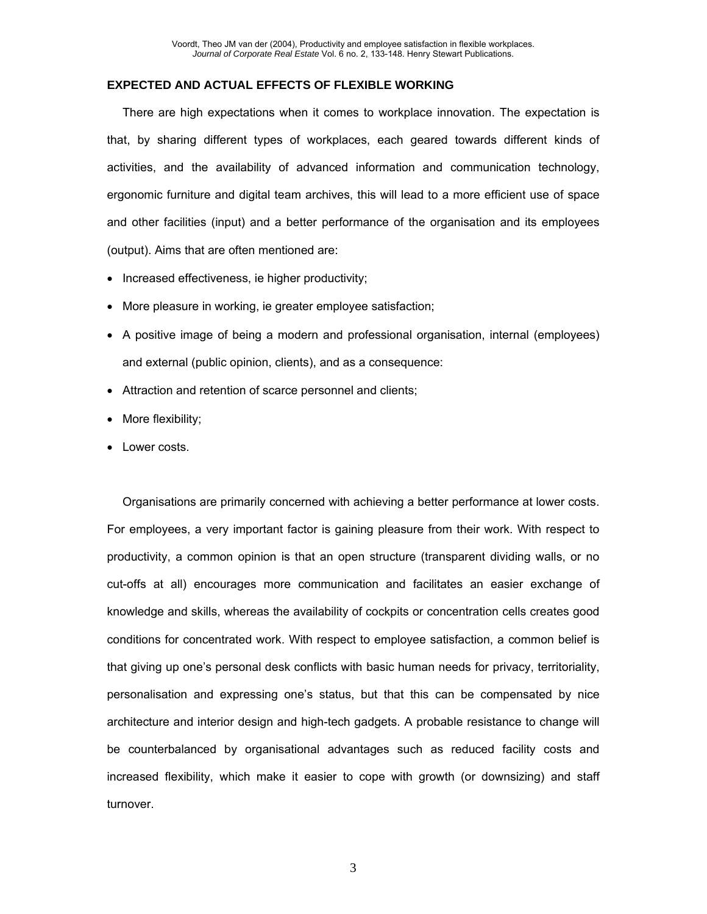## EXPECTED AND ACTUAL EFFECTS OF FLEXIBLE WORKING

There are high expectations when it comes to workplace innovation. The expectation is that, by sharing different types of workplaces, each geared towards different kinds of activities, and the availability of advanced information and communication technology, ergonomic furniture and digital team archives, this will lead to a more efficient use of space and other facilities (input) and a better performance of the organisation and its employees (output). Aims that are often mentioned are:

- Increased effectiveness, ie higher productivity;
- More pleasure in working, ie greater employee satisfaction;
- A positive image of being a modern and professional organisation, internal (employees) and external (public opinion, clients), and as a consequence:
- Attraction and retention of scarce personnel and clients;
- More flexibility;
- Lower costs.

Organisations are primarily concerned with achieving a better performance at lower costs. For employees, a very important factor is gaining pleasure from their work. With respect to productivity, a common opinion is that an open structure (transparent dividing walls, or no cut-offs at all) encourages more communication and facilitates an easier exchange of knowledge and skills, whereas the availability of cockpits or concentration cells creates good conditions for concentrated work. With respect to employee satisfaction, a common belief is that giving up one's personal desk conflicts with basic human needs for privacy, territoriality, personalisation and expressing one's status, but that this can be compensated by nice architecture and interior design and high-tech gadgets. A probable resistance to change will be counterbalanced by organisational advantages such as reduced facility costs and increased flexibility, which make it easier to cope with growth (or downsizing) and staff turnover.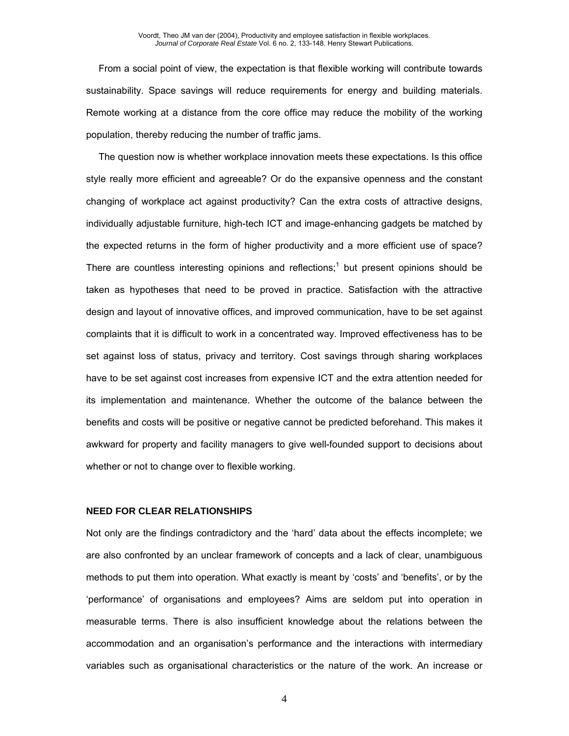From a social point of view, the expectation is that flexible working will contribute towards sustainability. Space savings will reduce requirements for energy and building materials. Remote working at a distance from the core office may reduce the mobility of the working population, thereby reducing the number of traffic jams.

The question now is whether workplace innovation meets these expectations. Is this office style really more efficient and agreeable? Or do the expansive openness and the constant changing of workplace act against productivity? Can the extra costs of attractive designs, individually adjustable furniture, high-tech ICT and image-enhancing gadgets be matched by the expected returns in the form of higher productivity and a more efficient use of space? There are countless interesting opinions and reflections;[1] but present opinions should be taken as hypotheses that need to be proved in practice. Satisfaction with the attractive design and layout of innovative offices, and improved communication, have to be set against complaints that it is difficult to work in a concentrated way. Improved effectiveness has to be set against loss of status, privacy and territory. Cost savings through sharing workplaces have to be set against cost increases from expensive ICT and the extra attention needed for its implementation and maintenance. Whether the outcome of the balance between the benefits and costs will be positive or negative cannot be predicted beforehand. This makes it awkward for property and facility managers to give well-founded support to decisions about whether or not to change over to flexible working.

## NEED FOR CLEAR RELATIONSHIPS

Not only are the findings contradictory and the 'hard' data about the effects incomplete; we are also confronted by an unclear framework of concepts and a lack of clear, unambiguous methods to put them into operation. What exactly is meant by 'costs' and 'benefits', or by the 'performance' of organisations and employees? Aims are seldom put into operation in measurable terms. There is also insufficient knowledge about the relations between the accommodation and an organisation's performance and the interactions with intermediary variables such as organisational characteristics or the nature of the work. An increase or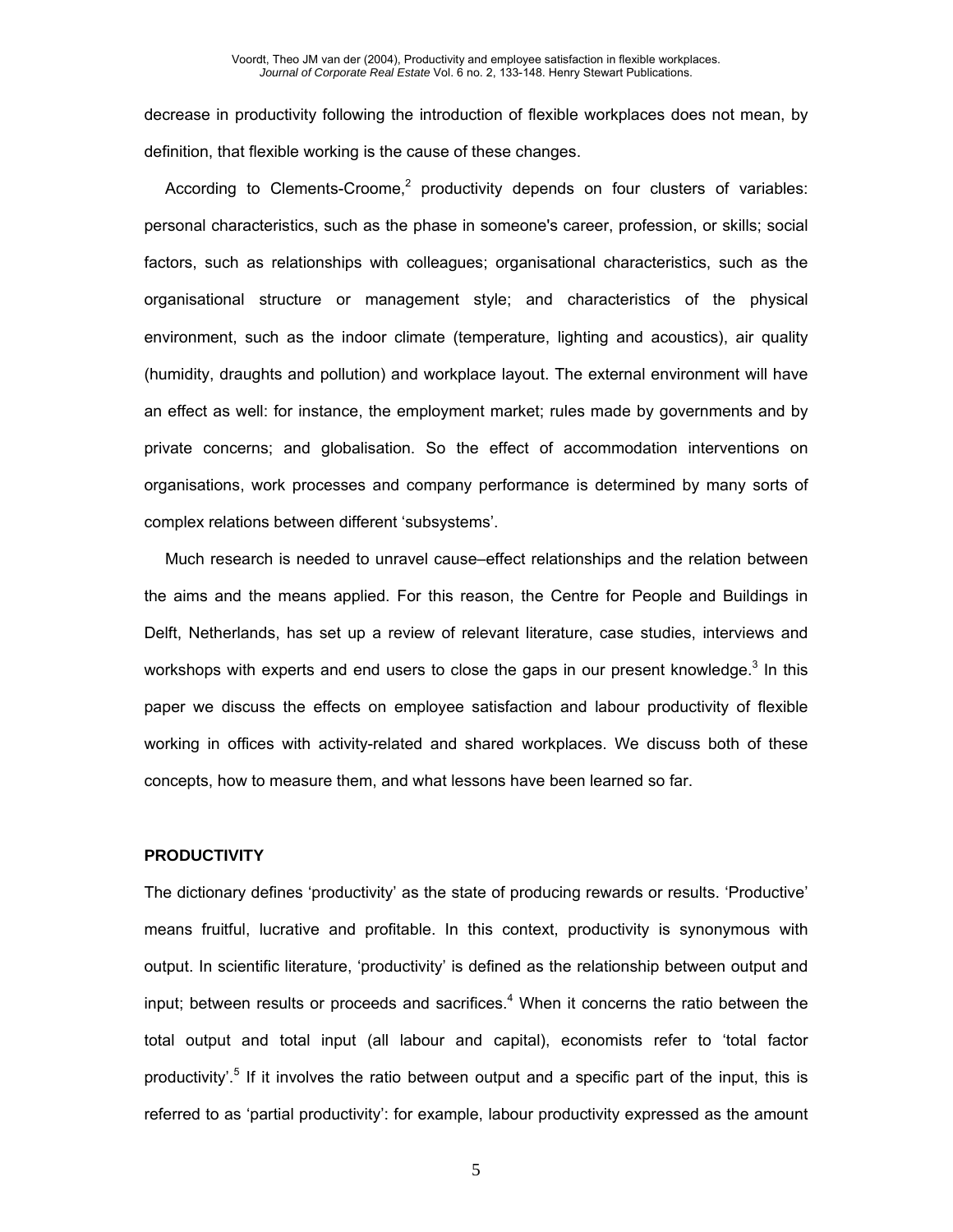decrease in productivity following the introduction of flexible workplaces does not mean, by definition, that flexible working is the cause of these changes.

According to Clements-Croome,[2] productivity depends on four clusters of variables: personal characteristics, such as the phase in someone's career, profession, or skills; social factors, such as relationships with colleagues; organisational characteristics, such as the organisational structure or management style; and characteristics of the physical environment, such as the indoor climate (temperature, lighting and acoustics), air quality (humidity, draughts and pollution) and workplace layout. The external environment will have an effect as well: for instance, the employment market; rules made by governments and by private concerns; and globalisation. So the effect of accommodation interventions on organisations, work processes and company performance is determined by many sorts of complex relations between different 'subsystems'.

Much research is needed to unravel cause–effect relationships and the relation between the aims and the means applied. For this reason, the Centre for People and Buildings in Delft, Netherlands, has set up a review of relevant literature, case studies, interviews and workshops with experts and end users to close the gaps in our present knowledge.[3] In this paper we discuss the effects on employee satisfaction and labour productivity of flexible working in offices with activity-related and shared workplaces. We discuss both of these concepts, how to measure them, and what lessons have been learned so far.

## PRODUCTIVITY

The dictionary defines 'productivity' as the state of producing rewards or results. 'Productive' means fruitful, lucrative and profitable. In this context, productivity is synonymous with output. In scientific literature, 'productivity' is defined as the relationship between output and input; between results or proceeds and sacrifices.[4] When it concerns the ratio between the total output and total input (all labour and capital), economists refer to 'total factor productivity'.[5] If it involves the ratio between output and a specific part of the input, this is referred to as 'partial productivity': for example, labour productivity expressed as the amount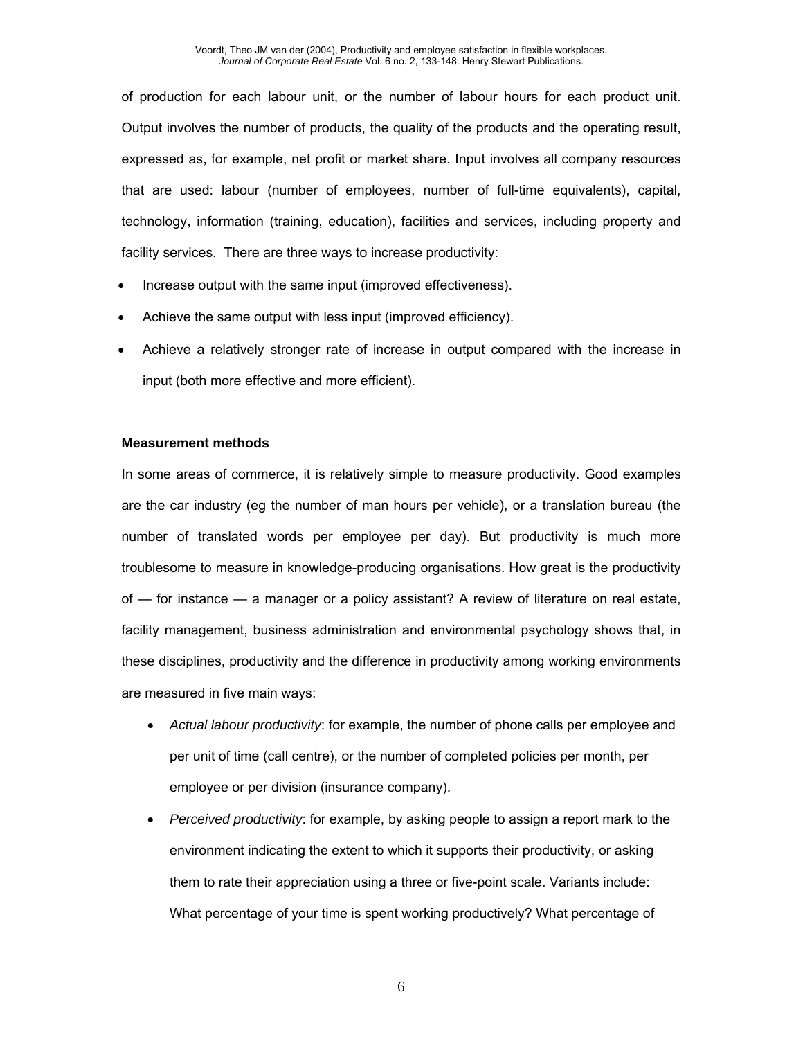of production for each labour unit, or the number of labour hours for each product unit. Output involves the number of products, the quality of the products and the operating result, expressed as, for example, net profit or market share. Input involves all company resources that are used: labour (number of employees, number of full-time equivalents), capital, technology, information (training, education), facilities and services, including property and facility services. There are three ways to increase productivity:

- Increase output with the same input (improved effectiveness).
- Achieve the same output with less input (improved efficiency).
- Achieve a relatively stronger rate of increase in output compared with the increase in input (both more effective and more efficient).

**Measurement methods**

In some areas of commerce, it is relatively simple to measure productivity. Good examples are the car industry (eg the number of man hours per vehicle), or a translation bureau (the number of translated words per employee per day). But productivity is much more troublesome to measure in knowledge-producing organisations. How great is the productivity of — for instance — a manager or a policy assistant? A review of literature on real estate, facility management, business administration and environmental psychology shows that, in these disciplines, productivity and the difference in productivity among working environments are measured in five main ways:

- *Actual labour productivity*: for example, the number of phone calls per employee and per unit of time (call centre), or the number of completed policies per month, per employee or per division (insurance company).
- *Perceived productivity*: for example, by asking people to assign a report mark to the environment indicating the extent to which it supports their productivity, or asking them to rate their appreciation using a three or five-point scale. Variants include: What percentage of your time is spent working productively? What percentage of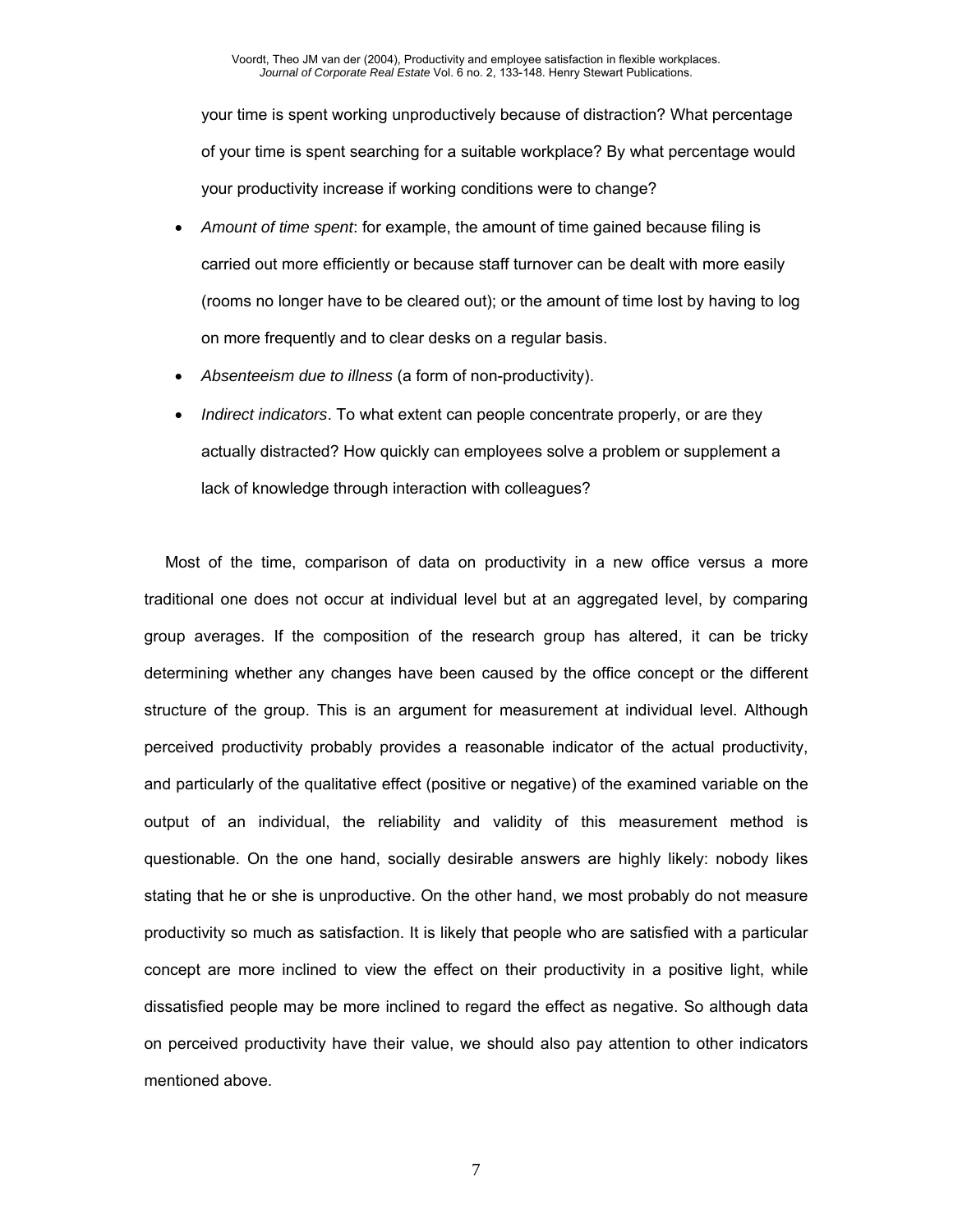your time is spent working unproductively because of distraction? What percentage of your time is spent searching for a suitable workplace? By what percentage would your productivity increase if working conditions were to change?

- *Amount of time spent*: for example, the amount of time gained because filing is carried out more efficiently or because staff turnover can be dealt with more easily (rooms no longer have to be cleared out); or the amount of time lost by having to log on more frequently and to clear desks on a regular basis.
- *Absenteeism due to illness* (a form of non-productivity).
- *Indirect indicators*. To what extent can people concentrate properly, or are they actually distracted? How quickly can employees solve a problem or supplement a lack of knowledge through interaction with colleagues?

Most of the time, comparison of data on productivity in a new office versus a more traditional one does not occur at individual level but at an aggregated level, by comparing group averages. If the composition of the research group has altered, it can be tricky determining whether any changes have been caused by the office concept or the different structure of the group. This is an argument for measurement at individual level. Although perceived productivity probably provides a reasonable indicator of the actual productivity, and particularly of the qualitative effect (positive or negative) of the examined variable on the output of an individual, the reliability and validity of this measurement method is questionable. On the one hand, socially desirable answers are highly likely: nobody likes stating that he or she is unproductive. On the other hand, we most probably do not measure productivity so much as satisfaction. It is likely that people who are satisfied with a particular concept are more inclined to view the effect on their productivity in a positive light, while dissatisfied people may be more inclined to regard the effect as negative. So although data on perceived productivity have their value, we should also pay attention to other indicators mentioned above.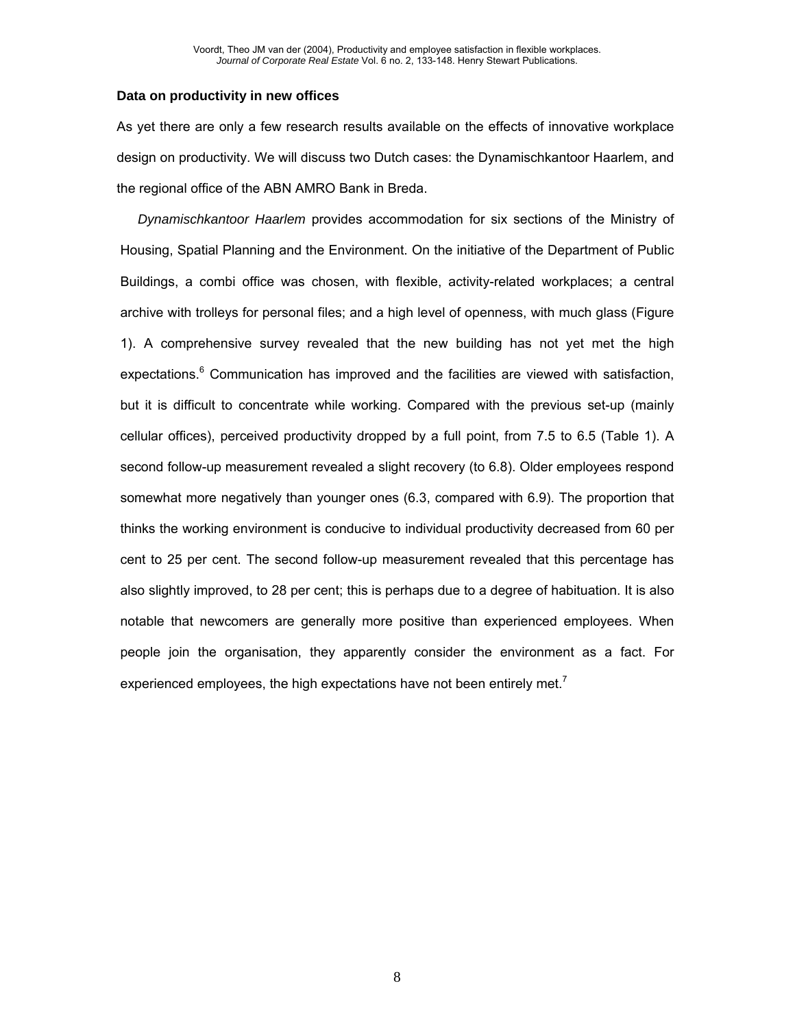**Data on productivity in new offices**

As yet there are only a few research results available on the effects of innovative workplace design on productivity. We will discuss two Dutch cases: the Dynamischkantoor Haarlem, and the regional office of the ABN AMRO Bank in Breda.

*Dynamischkantoor Haarlem* provides accommodation for six sections of the Ministry of Housing, Spatial Planning and the Environment. On the initiative of the Department of Public Buildings, a combi office was chosen, with flexible, activity-related workplaces; a central archive with trolleys for personal files; and a high level of openness, with much glass (Figure 1). A comprehensive survey revealed that the new building has not yet met the high expectations.[6] Communication has improved and the facilities are viewed with satisfaction, but it is difficult to concentrate while working. Compared with the previous set-up (mainly cellular offices), perceived productivity dropped by a full point, from 7.5 to 6.5 (Table 1). A second follow-up measurement revealed a slight recovery (to 6.8). Older employees respond somewhat more negatively than younger ones (6.3, compared with 6.9). The proportion that thinks the working environment is conducive to individual productivity decreased from 60 per cent to 25 per cent. The second follow-up measurement revealed that this percentage has also slightly improved, to 28 per cent; this is perhaps due to a degree of habituation. It is also notable that newcomers are generally more positive than experienced employees. When people join the organisation, they apparently consider the environment as a fact. For experienced employees, the high expectations have not been entirely met.[7]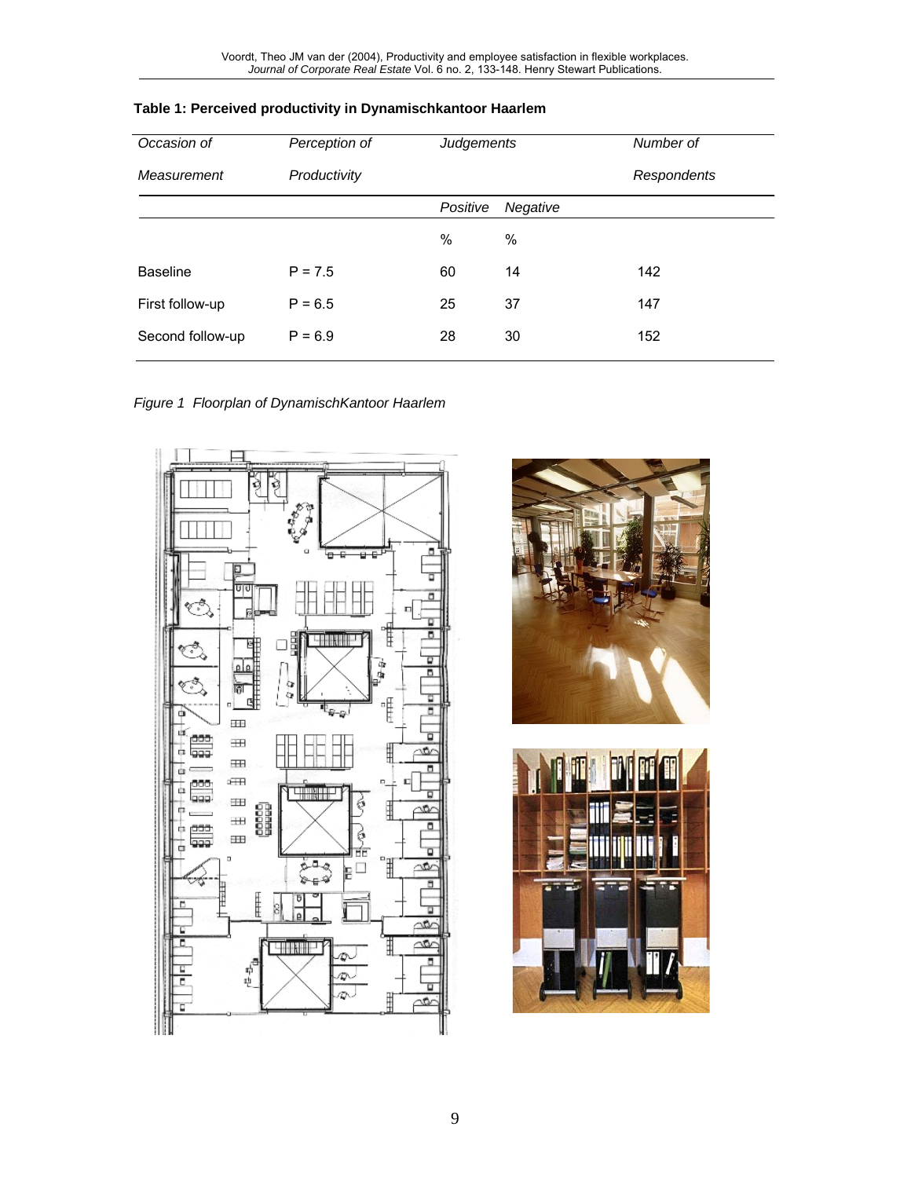**Table 1: Perceived productivity in Dynamischkantoor Haarlem**

| *Occasion of Measurement* | *Perception of Productivity* | *Judgements* | | *Number of Respondents* |
|---|---|---|---|---|
| | | *Positive* | *Negative* | |
| | | % | % | |
| Baseline | P = 7.5 | 60 | 14 | 142 |
| First follow-up | P = 6.5 | 25 | 37 | 147 |
| Second follow-up | P = 6.9 | 28 | 30 | 152 |

*Figure 1 Floorplan of DynamischKantoor Haarlem*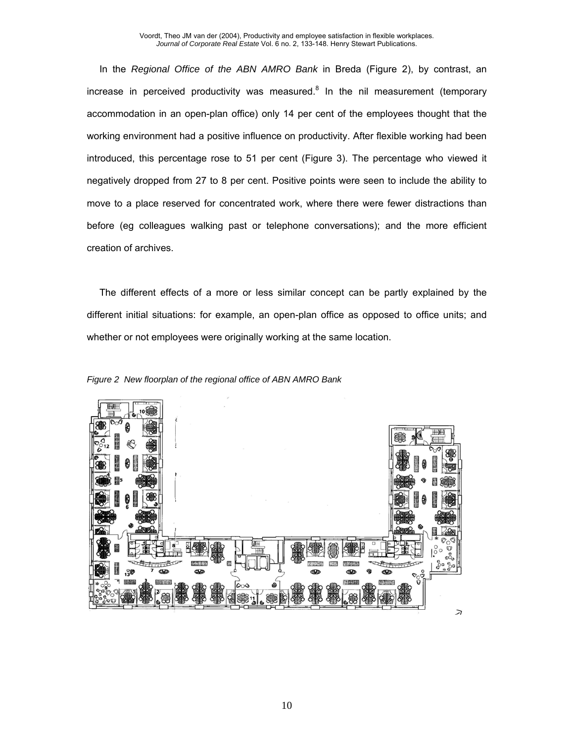In the *Regional Office of the ABN AMRO Bank* in Breda (Figure 2), by contrast, an increase in perceived productivity was measured.[8] In the nil measurement (temporary accommodation in an open-plan office) only 14 per cent of the employees thought that the working environment had a positive influence on productivity. After flexible working had been introduced, this percentage rose to 51 per cent (Figure 3). The percentage who viewed it negatively dropped from 27 to 8 per cent. Positive points were seen to include the ability to move to a place reserved for concentrated work, where there were fewer distractions than before (eg colleagues walking past or telephone conversations); and the more efficient creation of archives.

The different effects of a more or less similar concept can be partly explained by the different initial situations: for example, an open-plan office as opposed to office units; and whether or not employees were originally working at the same location.

*Figure 2 New floorplan of the regional office of ABN AMRO Bank*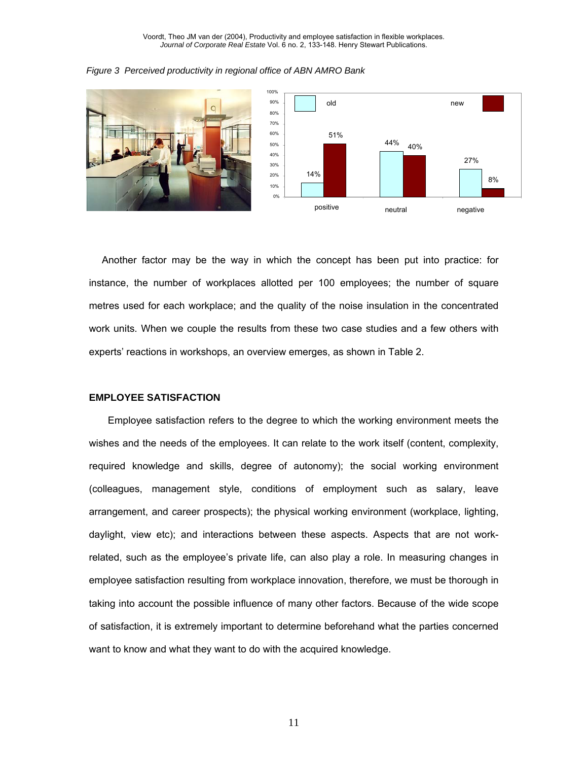*Figure 3 Perceived productivity in regional office of ABN AMRO Bank*

| | old | new |
|---|---|---|
| positive | 14% | 51% |
| neutral | 44% | 40% |
| negative | 27% | 8% |

Another factor may be the way in which the concept has been put into practice: for instance, the number of workplaces allotted per 100 employees; the number of square metres used for each workplace; and the quality of the noise insulation in the concentrated work units. When we couple the results from these two case studies and a few others with experts' reactions in workshops, an overview emerges, as shown in Table 2.

## EMPLOYEE SATISFACTION

Employee satisfaction refers to the degree to which the working environment meets the wishes and the needs of the employees. It can relate to the work itself (content, complexity, required knowledge and skills, degree of autonomy); the social working environment (colleagues, management style, conditions of employment such as salary, leave arrangement, and career prospects); the physical working environment (workplace, lighting, daylight, view etc); and interactions between these aspects. Aspects that are not work-related, such as the employee's private life, can also play a role. In measuring changes in employee satisfaction resulting from workplace innovation, therefore, we must be thorough in taking into account the possible influence of many other factors. Because of the wide scope of satisfaction, it is extremely important to determine beforehand what the parties concerned want to know and what they want to do with the acquired knowledge.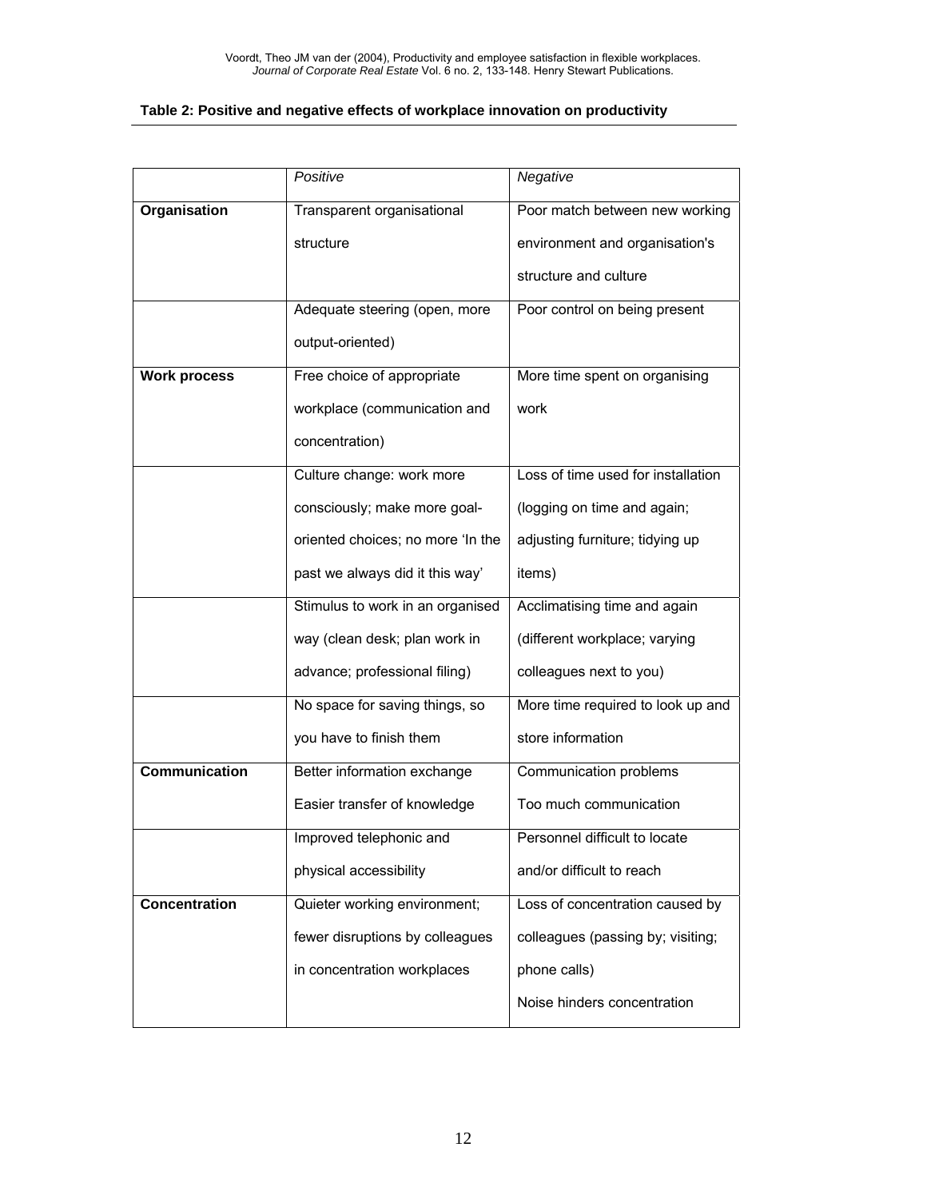**Table 2: Positive and negative effects of workplace innovation on productivity**

| | *Positive* | *Negative* |
|---|---|---|
| **Organisation** | Transparent organisational structure | Poor match between new working environment and organisation's structure and culture |
| | Adequate steering (open, more output-oriented) | Poor control on being present |
| **Work process** | Free choice of appropriate workplace (communication and concentration) | More time spent on organising work |
| | Culture change: work more consciously; make more goal-oriented choices; no more 'In the past we always did it this way' | Loss of time used for installation (logging on time and again; adjusting furniture; tidying up items) |
| | Stimulus to work in an organised way (clean desk; plan work in advance; professional filing) | Acclimatising time and again (different workplace; varying colleagues next to you) |
| | No space for saving things, so you have to finish them | More time required to look up and store information |
| **Communication** | Better information exchange<br>Easier transfer of knowledge | Communication problems<br>Too much communication |
| | Improved telephonic and physical accessibility | Personnel difficult to locate and/or difficult to reach |
| **Concentration** | Quieter working environment; fewer disruptions by colleagues in concentration workplaces | Loss of concentration caused by colleagues (passing by; visiting; phone calls)<br>Noise hinders concentration |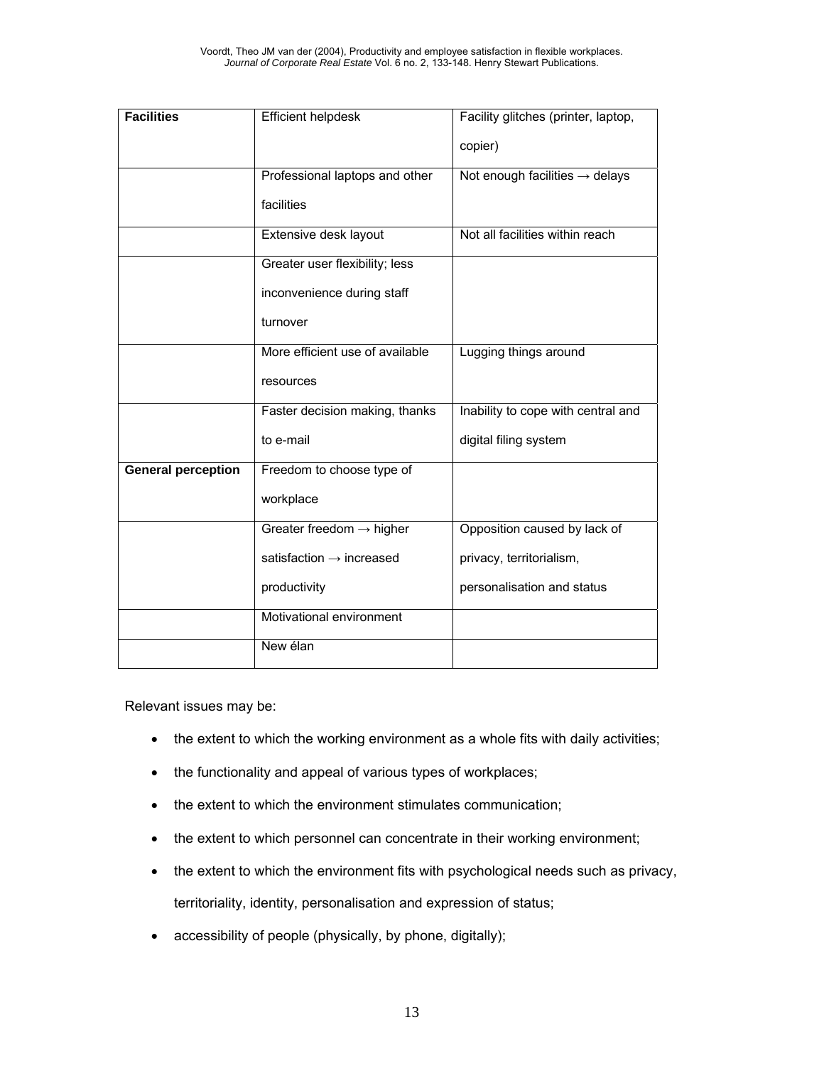| Facilities | Efficient helpdesk | Facility glitches (printer, laptop, copier) |
|---|---|---|
| | Professional laptops and other facilities | Not enough facilities → delays |
| | Extensive desk layout | Not all facilities within reach |
| | Greater user flexibility; less inconvenience during staff turnover | |
| | More efficient use of available resources | Lugging things around |
| | Faster decision making, thanks to e-mail | Inability to cope with central and digital filing system |
| **General perception** | Freedom to choose type of workplace | |
| | Greater freedom → higher satisfaction → increased productivity | Opposition caused by lack of privacy, territorialism, personalisation and status |
| | Motivational environment | |
| | New élan | |

Relevant issues may be:

- the extent to which the working environment as a whole fits with daily activities;
- the functionality and appeal of various types of workplaces;
- the extent to which the environment stimulates communication;
- the extent to which personnel can concentrate in their working environment;
- the extent to which the environment fits with psychological needs such as privacy, territoriality, identity, personalisation and expression of status;
- accessibility of people (physically, by phone, digitally);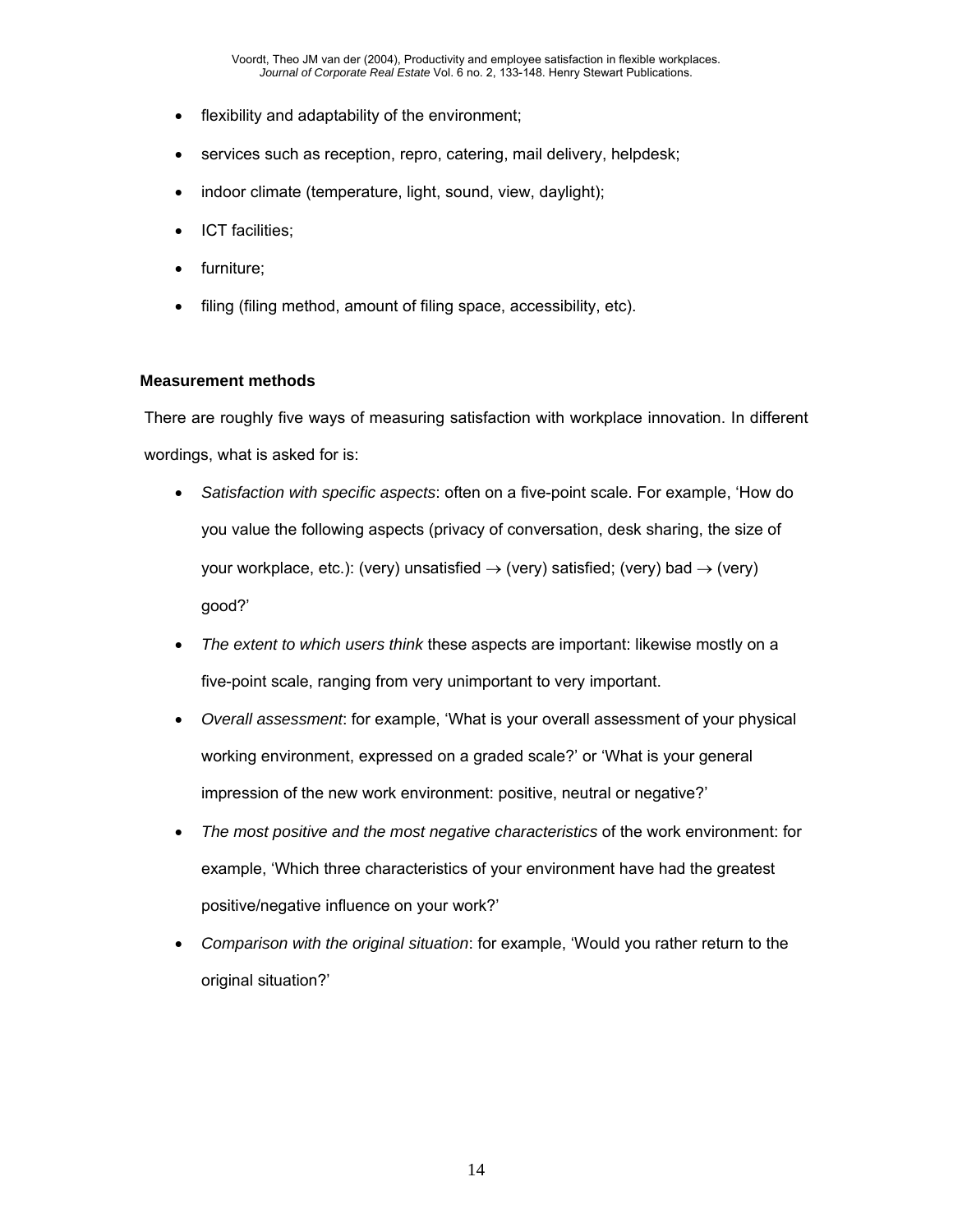- flexibility and adaptability of the environment;
- services such as reception, repro, catering, mail delivery, helpdesk;
- indoor climate (temperature, light, sound, view, daylight);
- ICT facilities;
- furniture;
- filing (filing method, amount of filing space, accessibility, etc).

**Measurement methods**

There are roughly five ways of measuring satisfaction with workplace innovation. In different wordings, what is asked for is:

- *Satisfaction with specific aspects*: often on a five-point scale. For example, 'How do you value the following aspects (privacy of conversation, desk sharing, the size of your workplace, etc.): (very) unsatisfied → (very) satisfied; (very) bad → (very) good?'
- *The extent to which users think* these aspects are important: likewise mostly on a five-point scale, ranging from very unimportant to very important.
- *Overall assessment*: for example, 'What is your overall assessment of your physical working environment, expressed on a graded scale?' or 'What is your general impression of the new work environment: positive, neutral or negative?'
- *The most positive and the most negative characteristics* of the work environment: for example, 'Which three characteristics of your environment have had the greatest positive/negative influence on your work?'
- *Comparison with the original situation*: for example, 'Would you rather return to the original situation?'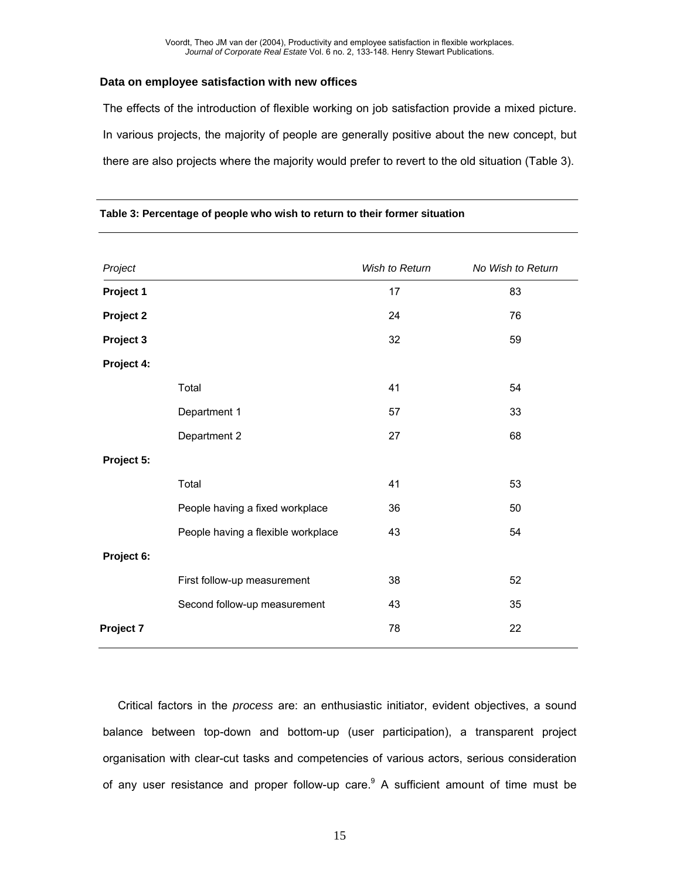### Data on employee satisfaction with new offices

The effects of the introduction of flexible working on job satisfaction provide a mixed picture. In various projects, the majority of people are generally positive about the new concept, but there are also projects where the majority would prefer to revert to the old situation (Table 3).

**Table 3: Percentage of people who wish to return to their former situation**

| *Project* | | *Wish to Return* | *No Wish to Return* |
|---|---|---|---|
| **Project 1** | | 17 | 83 |
| **Project 2** | | 24 | 76 |
| **Project 3** | | 32 | 59 |
| **Project 4:** | | | |
| | Total | 41 | 54 |
| | Department 1 | 57 | 33 |
| | Department 2 | 27 | 68 |
| **Project 5:** | | | |
| | Total | 41 | 53 |
| | People having a fixed workplace | 36 | 50 |
| | People having a flexible workplace | 43 | 54 |
| **Project 6:** | | | |
| | First follow-up measurement | 38 | 52 |
| | Second follow-up measurement | 43 | 35 |
| **Project 7** | | 78 | 22 |

Critical factors in the *process* are: an enthusiastic initiator, evident objectives, a sound balance between top-down and bottom-up (user participation), a transparent project organisation with clear-cut tasks and competencies of various actors, serious consideration of any user resistance and proper follow-up care.[9] A sufficient amount of time must be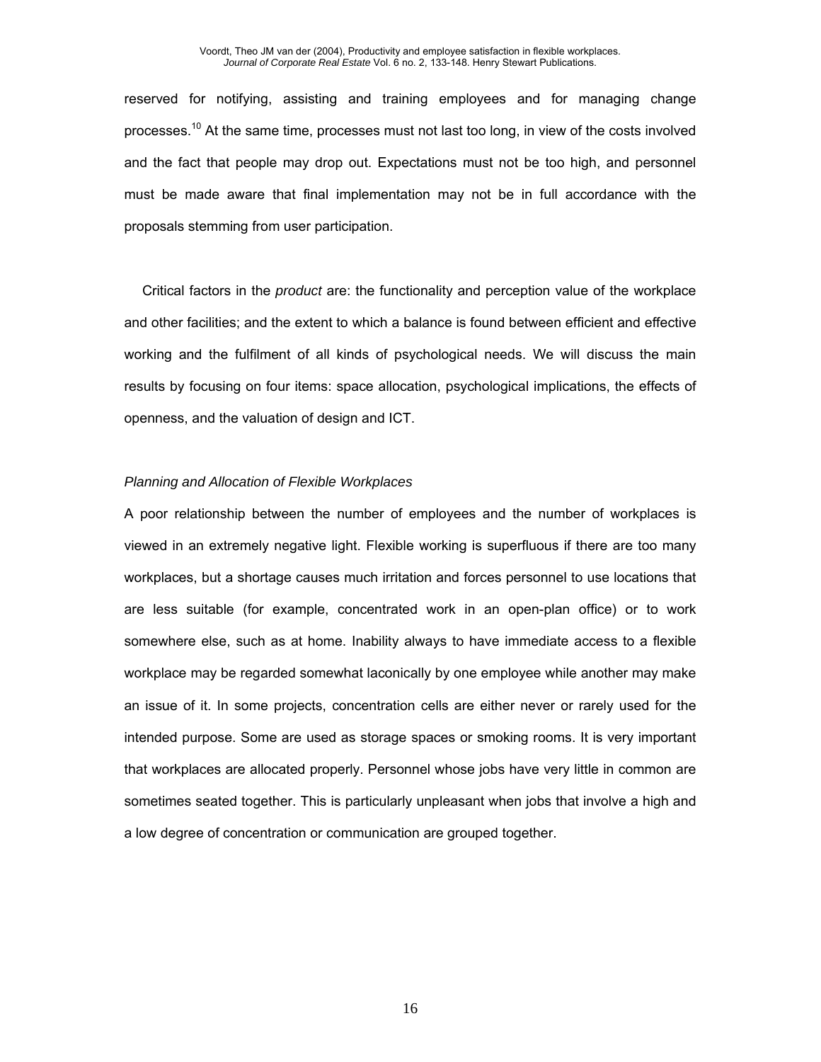reserved for notifying, assisting and training employees and for managing change processes.[10] At the same time, processes must not last too long, in view of the costs involved and the fact that people may drop out. Expectations must not be too high, and personnel must be made aware that final implementation may not be in full accordance with the proposals stemming from user participation.

Critical factors in the *product* are: the functionality and perception value of the workplace and other facilities; and the extent to which a balance is found between efficient and effective working and the fulfilment of all kinds of psychological needs. We will discuss the main results by focusing on four items: space allocation, psychological implications, the effects of openness, and the valuation of design and ICT.

*Planning and Allocation of Flexible Workplaces*

A poor relationship between the number of employees and the number of workplaces is viewed in an extremely negative light. Flexible working is superfluous if there are too many workplaces, but a shortage causes much irritation and forces personnel to use locations that are less suitable (for example, concentrated work in an open-plan office) or to work somewhere else, such as at home. Inability always to have immediate access to a flexible workplace may be regarded somewhat laconically by one employee while another may make an issue of it. In some projects, concentration cells are either never or rarely used for the intended purpose. Some are used as storage spaces or smoking rooms. It is very important that workplaces are allocated properly. Personnel whose jobs have very little in common are sometimes seated together. This is particularly unpleasant when jobs that involve a high and a low degree of concentration or communication are grouped together.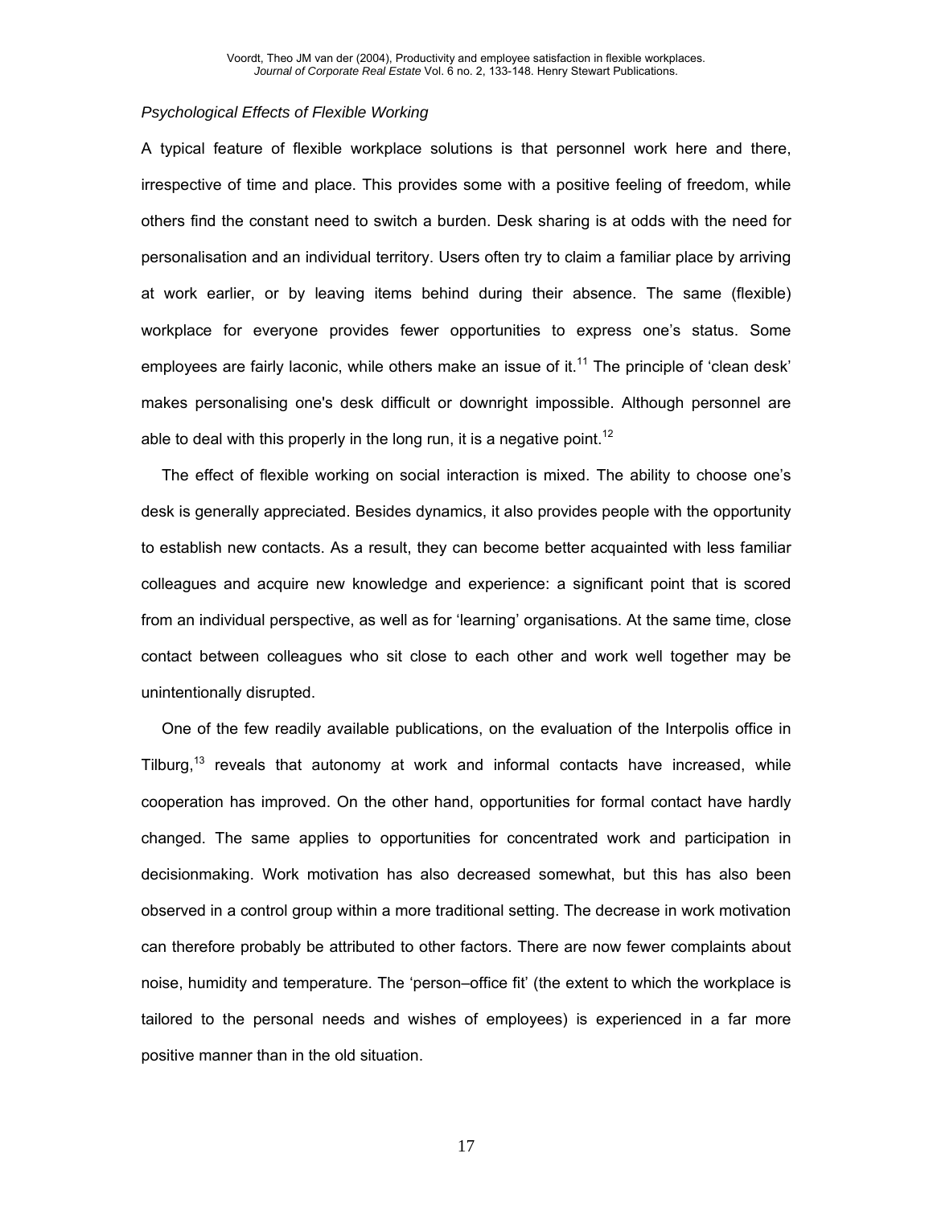*Psychological Effects of Flexible Working*

A typical feature of flexible workplace solutions is that personnel work here and there, irrespective of time and place. This provides some with a positive feeling of freedom, while others find the constant need to switch a burden. Desk sharing is at odds with the need for personalisation and an individual territory. Users often try to claim a familiar place by arriving at work earlier, or by leaving items behind during their absence. The same (flexible) workplace for everyone provides fewer opportunities to express one's status. Some employees are fairly laconic, while others make an issue of it.[11] The principle of 'clean desk' makes personalising one's desk difficult or downright impossible. Although personnel are able to deal with this properly in the long run, it is a negative point.[12]

The effect of flexible working on social interaction is mixed. The ability to choose one's desk is generally appreciated. Besides dynamics, it also provides people with the opportunity to establish new contacts. As a result, they can become better acquainted with less familiar colleagues and acquire new knowledge and experience: a significant point that is scored from an individual perspective, as well as for 'learning' organisations. At the same time, close contact between colleagues who sit close to each other and work well together may be unintentionally disrupted.

One of the few readily available publications, on the evaluation of the Interpolis office in Tilburg,[13] reveals that autonomy at work and informal contacts have increased, while cooperation has improved. On the other hand, opportunities for formal contact have hardly changed. The same applies to opportunities for concentrated work and participation in decisionmaking. Work motivation has also decreased somewhat, but this has also been observed in a control group within a more traditional setting. The decrease in work motivation can therefore probably be attributed to other factors. There are now fewer complaints about noise, humidity and temperature. The 'person–office fit' (the extent to which the workplace is tailored to the personal needs and wishes of employees) is experienced in a far more positive manner than in the old situation.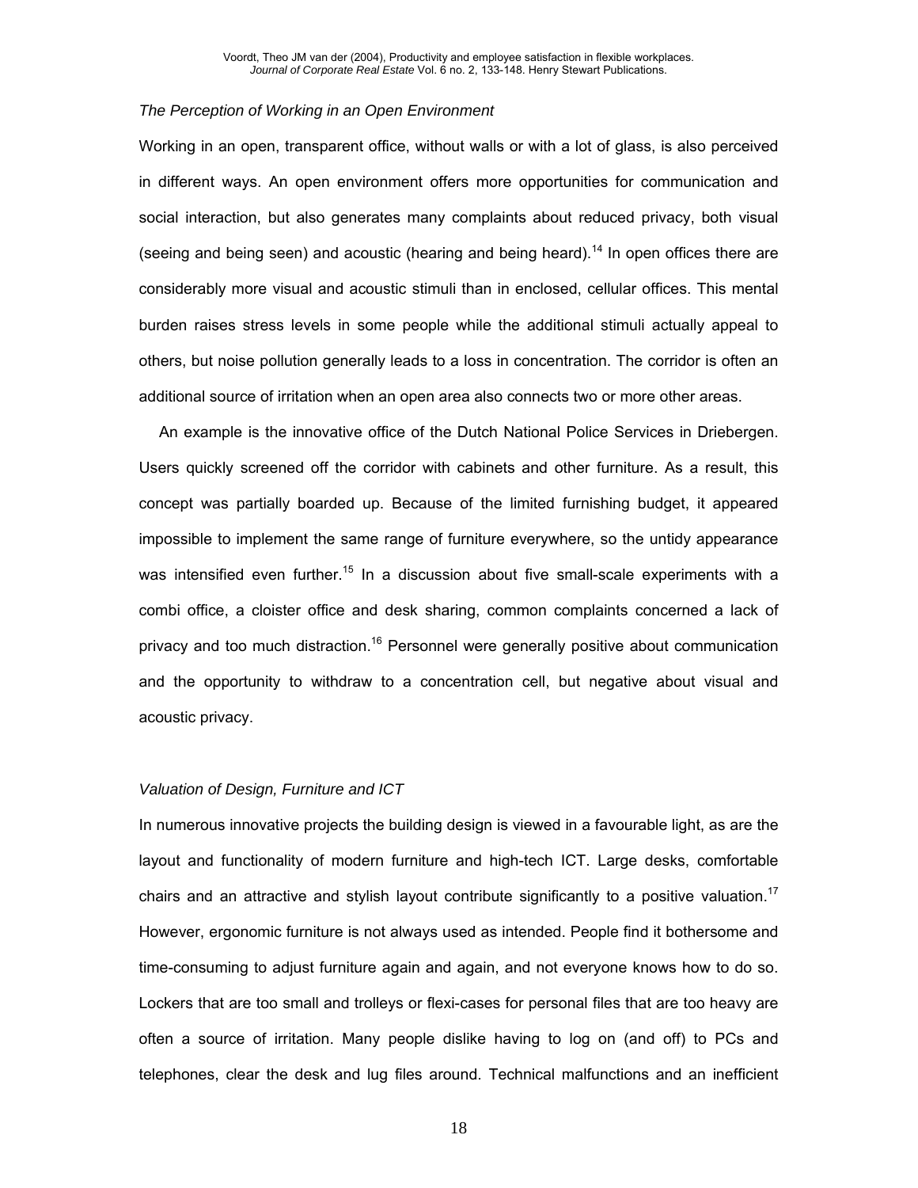*The Perception of Working in an Open Environment*

Working in an open, transparent office, without walls or with a lot of glass, is also perceived in different ways. An open environment offers more opportunities for communication and social interaction, but also generates many complaints about reduced privacy, both visual (seeing and being seen) and acoustic (hearing and being heard).[14] In open offices there are considerably more visual and acoustic stimuli than in enclosed, cellular offices. This mental burden raises stress levels in some people while the additional stimuli actually appeal to others, but noise pollution generally leads to a loss in concentration. The corridor is often an additional source of irritation when an open area also connects two or more other areas.

An example is the innovative office of the Dutch National Police Services in Driebergen. Users quickly screened off the corridor with cabinets and other furniture. As a result, this concept was partially boarded up. Because of the limited furnishing budget, it appeared impossible to implement the same range of furniture everywhere, so the untidy appearance was intensified even further.[15] In a discussion about five small-scale experiments with a combi office, a cloister office and desk sharing, common complaints concerned a lack of privacy and too much distraction.[16] Personnel were generally positive about communication and the opportunity to withdraw to a concentration cell, but negative about visual and acoustic privacy.

*Valuation of Design, Furniture and ICT*

In numerous innovative projects the building design is viewed in a favourable light, as are the layout and functionality of modern furniture and high-tech ICT. Large desks, comfortable chairs and an attractive and stylish layout contribute significantly to a positive valuation.[17] However, ergonomic furniture is not always used as intended. People find it bothersome and time-consuming to adjust furniture again and again, and not everyone knows how to do so. Lockers that are too small and trolleys or flexi-cases for personal files that are too heavy are often a source of irritation. Many people dislike having to log on (and off) to PCs and telephones, clear the desk and lug files around. Technical malfunctions and an inefficient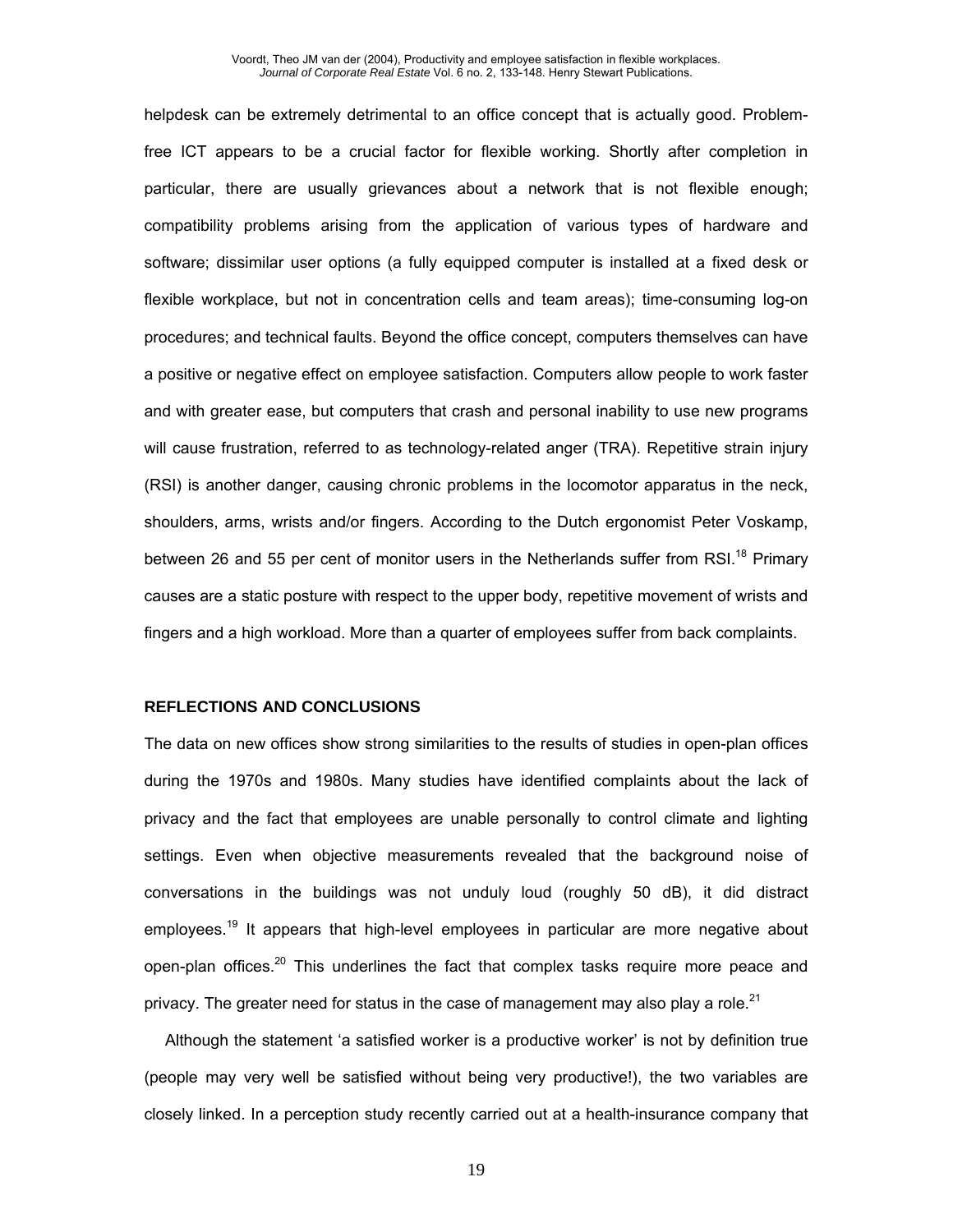helpdesk can be extremely detrimental to an office concept that is actually good. Problem-free ICT appears to be a crucial factor for flexible working. Shortly after completion in particular, there are usually grievances about a network that is not flexible enough; compatibility problems arising from the application of various types of hardware and software; dissimilar user options (a fully equipped computer is installed at a fixed desk or flexible workplace, but not in concentration cells and team areas); time-consuming log-on procedures; and technical faults. Beyond the office concept, computers themselves can have a positive or negative effect on employee satisfaction. Computers allow people to work faster and with greater ease, but computers that crash and personal inability to use new programs will cause frustration, referred to as technology-related anger (TRA). Repetitive strain injury (RSI) is another danger, causing chronic problems in the locomotor apparatus in the neck, shoulders, arms, wrists and/or fingers. According to the Dutch ergonomist Peter Voskamp, between 26 and 55 per cent of monitor users in the Netherlands suffer from RSI.[18] Primary causes are a static posture with respect to the upper body, repetitive movement of wrists and fingers and a high workload. More than a quarter of employees suffer from back complaints.

## REFLECTIONS AND CONCLUSIONS

The data on new offices show strong similarities to the results of studies in open-plan offices during the 1970s and 1980s. Many studies have identified complaints about the lack of privacy and the fact that employees are unable personally to control climate and lighting settings. Even when objective measurements revealed that the background noise of conversations in the buildings was not unduly loud (roughly 50 dB), it did distract employees.[19] It appears that high-level employees in particular are more negative about open-plan offices.[20] This underlines the fact that complex tasks require more peace and privacy. The greater need for status in the case of management may also play a role.[21]

Although the statement 'a satisfied worker is a productive worker' is not by definition true (people may very well be satisfied without being very productive!), the two variables are closely linked. In a perception study recently carried out at a health-insurance company that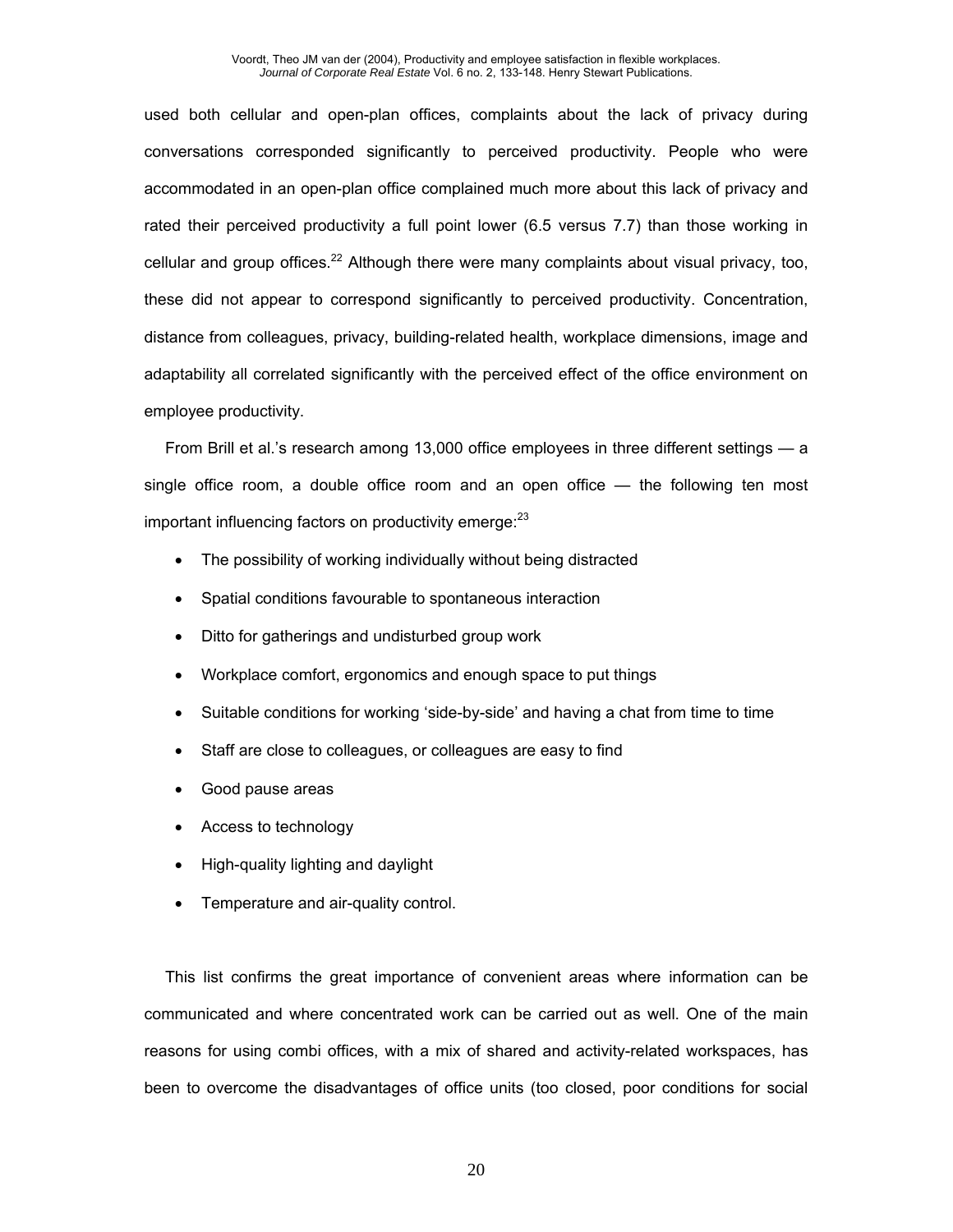used both cellular and open-plan offices, complaints about the lack of privacy during conversations corresponded significantly to perceived productivity. People who were accommodated in an open-plan office complained much more about this lack of privacy and rated their perceived productivity a full point lower (6.5 versus 7.7) than those working in cellular and group offices.[22] Although there were many complaints about visual privacy, too, these did not appear to correspond significantly to perceived productivity. Concentration, distance from colleagues, privacy, building-related health, workplace dimensions, image and adaptability all correlated significantly with the perceived effect of the office environment on employee productivity.

From Brill et al.'s research among 13,000 office employees in three different settings — a single office room, a double office room and an open office — the following ten most important influencing factors on productivity emerge:[23]

- The possibility of working individually without being distracted
- Spatial conditions favourable to spontaneous interaction
- Ditto for gatherings and undisturbed group work
- Workplace comfort, ergonomics and enough space to put things
- Suitable conditions for working 'side-by-side' and having a chat from time to time
- Staff are close to colleagues, or colleagues are easy to find
- Good pause areas
- Access to technology
- High-quality lighting and daylight
- Temperature and air-quality control.

This list confirms the great importance of convenient areas where information can be communicated and where concentrated work can be carried out as well. One of the main reasons for using combi offices, with a mix of shared and activity-related workspaces, has been to overcome the disadvantages of office units (too closed, poor conditions for social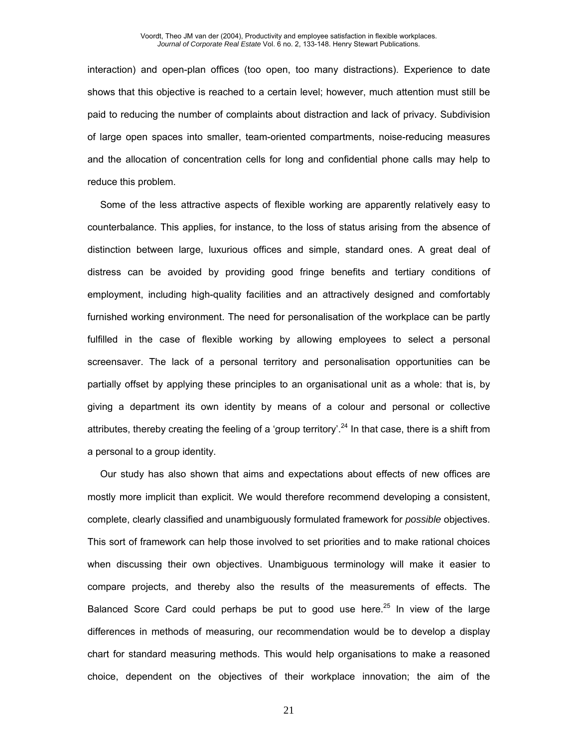interaction) and open-plan offices (too open, too many distractions). Experience to date shows that this objective is reached to a certain level; however, much attention must still be paid to reducing the number of complaints about distraction and lack of privacy. Subdivision of large open spaces into smaller, team-oriented compartments, noise-reducing measures and the allocation of concentration cells for long and confidential phone calls may help to reduce this problem.

Some of the less attractive aspects of flexible working are apparently relatively easy to counterbalance. This applies, for instance, to the loss of status arising from the absence of distinction between large, luxurious offices and simple, standard ones. A great deal of distress can be avoided by providing good fringe benefits and tertiary conditions of employment, including high-quality facilities and an attractively designed and comfortably furnished working environment. The need for personalisation of the workplace can be partly fulfilled in the case of flexible working by allowing employees to select a personal screensaver. The lack of a personal territory and personalisation opportunities can be partially offset by applying these principles to an organisational unit as a whole: that is, by giving a department its own identity by means of a colour and personal or collective attributes, thereby creating the feeling of a 'group territory'.[24] In that case, there is a shift from a personal to a group identity.

Our study has also shown that aims and expectations about effects of new offices are mostly more implicit than explicit. We would therefore recommend developing a consistent, complete, clearly classified and unambiguously formulated framework for *possible* objectives. This sort of framework can help those involved to set priorities and to make rational choices when discussing their own objectives. Unambiguous terminology will make it easier to compare projects, and thereby also the results of the measurements of effects. The Balanced Score Card could perhaps be put to good use here.[25] In view of the large differences in methods of measuring, our recommendation would be to develop a display chart for standard measuring methods. This would help organisations to make a reasoned choice, dependent on the objectives of their workplace innovation; the aim of the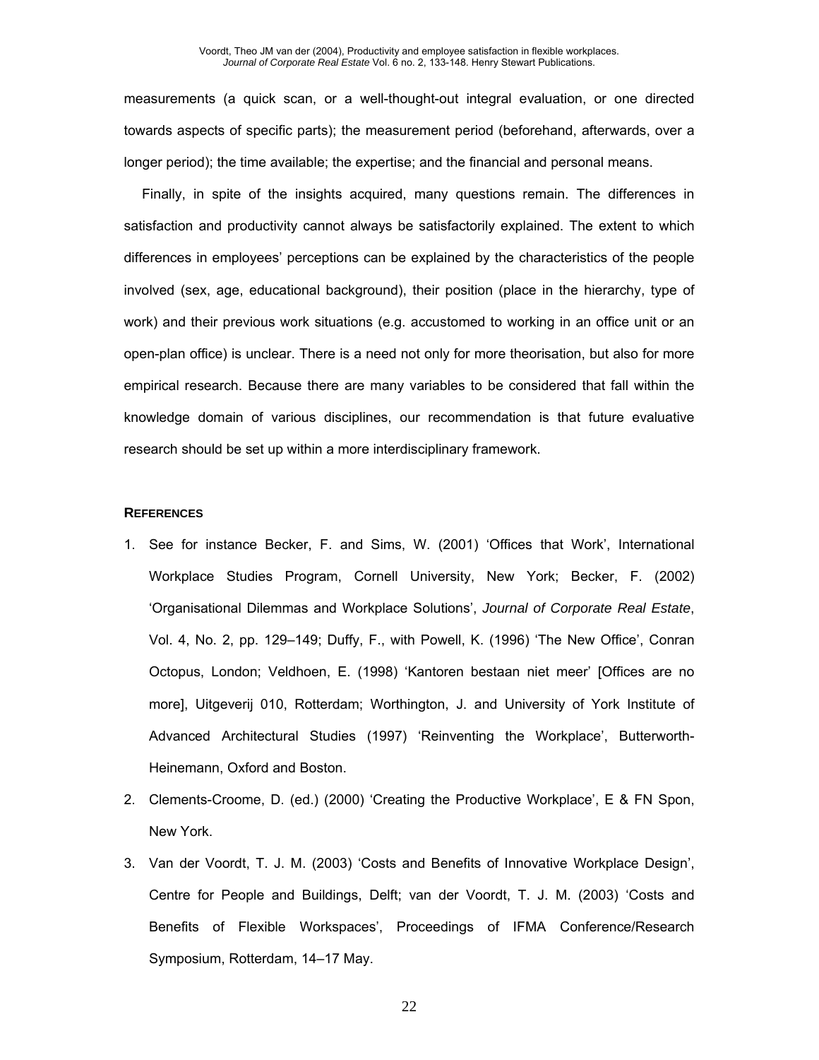measurements (a quick scan, or a well-thought-out integral evaluation, or one directed towards aspects of specific parts); the measurement period (beforehand, afterwards, over a longer period); the time available; the expertise; and the financial and personal means.

Finally, in spite of the insights acquired, many questions remain. The differences in satisfaction and productivity cannot always be satisfactorily explained. The extent to which differences in employees' perceptions can be explained by the characteristics of the people involved (sex, age, educational background), their position (place in the hierarchy, type of work) and their previous work situations (e.g. accustomed to working in an office unit or an open-plan office) is unclear. There is a need not only for more theorisation, but also for more empirical research. Because there are many variables to be considered that fall within the knowledge domain of various disciplines, our recommendation is that future evaluative research should be set up within a more interdisciplinary framework.

## REFERENCES

1. See for instance Becker, F. and Sims, W. (2001) 'Offices that Work', International Workplace Studies Program, Cornell University, New York; Becker, F. (2002) 'Organisational Dilemmas and Workplace Solutions', *Journal of Corporate Real Estate*, Vol. 4, No. 2, pp. 129–149; Duffy, F., with Powell, K. (1996) 'The New Office', Conran Octopus, London; Veldhoen, E. (1998) 'Kantoren bestaan niet meer' [Offices are no more], Uitgeverij 010, Rotterdam; Worthington, J. and University of York Institute of Advanced Architectural Studies (1997) 'Reinventing the Workplace', Butterworth-Heinemann, Oxford and Boston.
2. Clements-Croome, D. (ed.) (2000) 'Creating the Productive Workplace', E & FN Spon, New York.
3. Van der Voordt, T. J. M. (2003) 'Costs and Benefits of Innovative Workplace Design', Centre for People and Buildings, Delft; van der Voordt, T. J. M. (2003) 'Costs and Benefits of Flexible Workspaces', Proceedings of IFMA Conference/Research Symposium, Rotterdam, 14–17 May.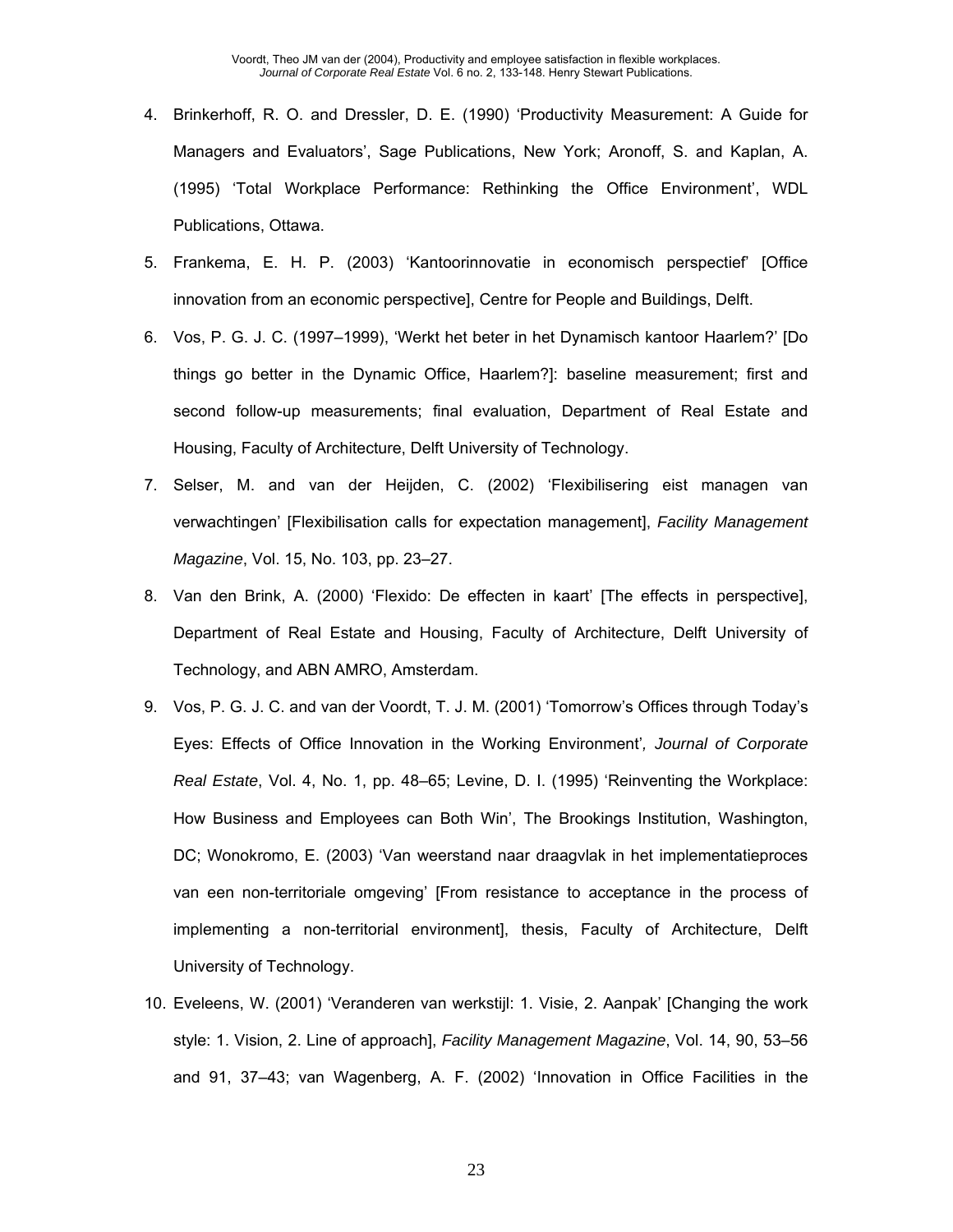4. Brinkerhoff, R. O. and Dressler, D. E. (1990) 'Productivity Measurement: A Guide for Managers and Evaluators', Sage Publications, New York; Aronoff, S. and Kaplan, A. (1995) 'Total Workplace Performance: Rethinking the Office Environment', WDL Publications, Ottawa.

5. Frankema, E. H. P. (2003) 'Kantoorinnovatie in economisch perspectief' [Office innovation from an economic perspective], Centre for People and Buildings, Delft.

6. Vos, P. G. J. C. (1997–1999), 'Werkt het beter in het Dynamisch kantoor Haarlem?' [Do things go better in the Dynamic Office, Haarlem?]: baseline measurement; first and second follow-up measurements; final evaluation, Department of Real Estate and Housing, Faculty of Architecture, Delft University of Technology.

7. Selser, M. and van der Heijden, C. (2002) 'Flexibilisering eist managen van verwachtingen' [Flexibilisation calls for expectation management], *Facility Management Magazine*, Vol. 15, No. 103, pp. 23–27.

8. Van den Brink, A. (2000) 'Flexido: De effecten in kaart' [The effects in perspective], Department of Real Estate and Housing, Faculty of Architecture, Delft University of Technology, and ABN AMRO, Amsterdam.

9. Vos, P. G. J. C. and van der Voordt, T. J. M. (2001) 'Tomorrow's Offices through Today's Eyes: Effects of Office Innovation in the Working Environment', *Journal of Corporate Real Estate*, Vol. 4, No. 1, pp. 48–65; Levine, D. I. (1995) 'Reinventing the Workplace: How Business and Employees can Both Win', The Brookings Institution, Washington, DC; Wonokromo, E. (2003) 'Van weerstand naar draagvlak in het implementatieproces van een non-territoriale omgeving' [From resistance to acceptance in the process of implementing a non-territorial environment], thesis, Faculty of Architecture, Delft University of Technology.

10. Eveleens, W. (2001) 'Veranderen van werkstijl: 1. Visie, 2. Aanpak' [Changing the work style: 1. Vision, 2. Line of approach], *Facility Management Magazine*, Vol. 14, 90, 53–56 and 91, 37–43; van Wagenberg, A. F. (2002) 'Innovation in Office Facilities in the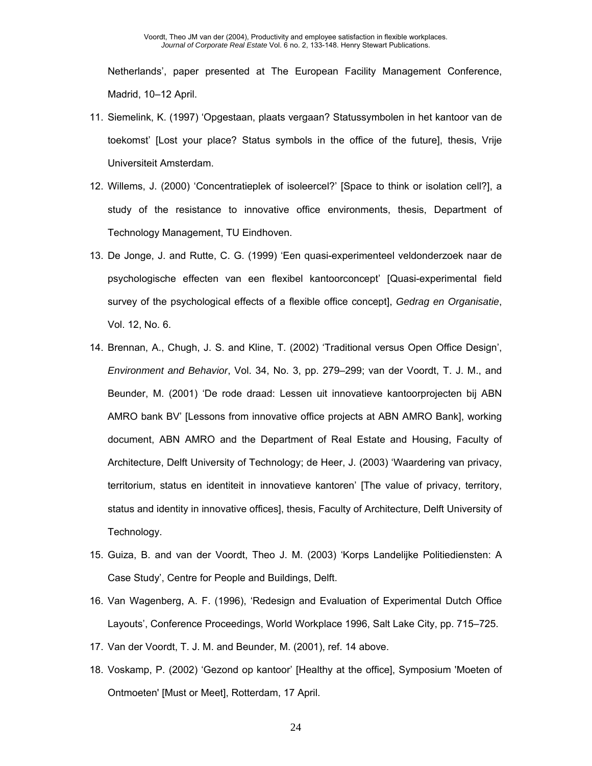Netherlands', paper presented at The European Facility Management Conference, Madrid, 10–12 April.

11. Siemelink, K. (1997) 'Opgestaan, plaats vergaan? Statussymbolen in het kantoor van de toekomst' [Lost your place? Status symbols in the office of the future], thesis, Vrije Universiteit Amsterdam.
12. Willems, J. (2000) 'Concentratieplek of isoleercel?' [Space to think or isolation cell?], a study of the resistance to innovative office environments, thesis, Department of Technology Management, TU Eindhoven.
13. De Jonge, J. and Rutte, C. G. (1999) 'Een quasi-experimenteel veldonderzoek naar de psychologische effecten van een flexibel kantoorconcept' [Quasi-experimental field survey of the psychological effects of a flexible office concept], *Gedrag en Organisatie*, Vol. 12, No. 6.
14. Brennan, A., Chugh, J. S. and Kline, T. (2002) 'Traditional versus Open Office Design', *Environment and Behavior*, Vol. 34, No. 3, pp. 279–299; van der Voordt, T. J. M., and Beunder, M. (2001) 'De rode draad: Lessen uit innovatieve kantoorprojecten bij ABN AMRO bank BV' [Lessons from innovative office projects at ABN AMRO Bank], working document, ABN AMRO and the Department of Real Estate and Housing, Faculty of Architecture, Delft University of Technology; de Heer, J. (2003) 'Waardering van privacy, territorium, status en identiteit in innovatieve kantoren' [The value of privacy, territory, status and identity in innovative offices], thesis, Faculty of Architecture, Delft University of Technology.
15. Guiza, B. and van der Voordt, Theo J. M. (2003) 'Korps Landelijke Politiediensten: A Case Study', Centre for People and Buildings, Delft.
16. Van Wagenberg, A. F. (1996), 'Redesign and Evaluation of Experimental Dutch Office Layouts', Conference Proceedings, World Workplace 1996, Salt Lake City, pp. 715–725.
17. Van der Voordt, T. J. M. and Beunder, M. (2001), ref. 14 above.
18. Voskamp, P. (2002) 'Gezond op kantoor' [Healthy at the office], Symposium 'Moeten of Ontmoeten' [Must or Meet], Rotterdam, 17 April.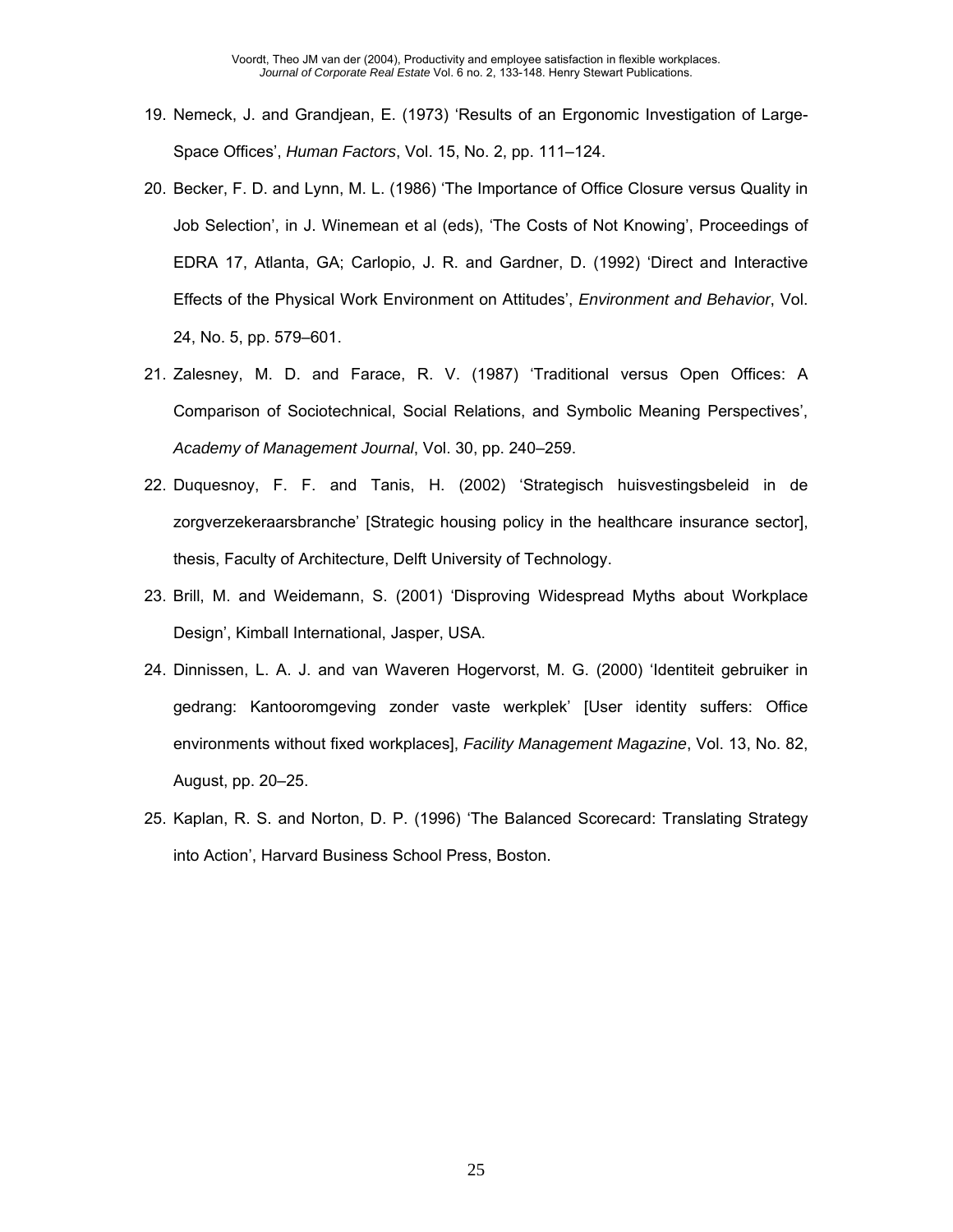19. Nemeck, J. and Grandjean, E. (1973) 'Results of an Ergonomic Investigation of Large-Space Offices', *Human Factors*, Vol. 15, No. 2, pp. 111–124.
20. Becker, F. D. and Lynn, M. L. (1986) 'The Importance of Office Closure versus Quality in Job Selection', in J. Winemean et al (eds), 'The Costs of Not Knowing', Proceedings of EDRA 17, Atlanta, GA; Carlopio, J. R. and Gardner, D. (1992) 'Direct and Interactive Effects of the Physical Work Environment on Attitudes', *Environment and Behavior*, Vol. 24, No. 5, pp. 579–601.
21. Zalesney, M. D. and Farace, R. V. (1987) 'Traditional versus Open Offices: A Comparison of Sociotechnical, Social Relations, and Symbolic Meaning Perspectives', *Academy of Management Journal*, Vol. 30, pp. 240–259.
22. Duquesnoy, F. F. and Tanis, H. (2002) 'Strategisch huisvestingsbeleid in de zorgverzekeraarsbranche' [Strategic housing policy in the healthcare insurance sector], thesis, Faculty of Architecture, Delft University of Technology.
23. Brill, M. and Weidemann, S. (2001) 'Disproving Widespread Myths about Workplace Design', Kimball International, Jasper, USA.
24. Dinnissen, L. A. J. and van Waveren Hogervorst, M. G. (2000) 'Identiteit gebruiker in gedrang: Kantooromgeving zonder vaste werkplek' [User identity suffers: Office environments without fixed workplaces], *Facility Management Magazine*, Vol. 13, No. 82, August, pp. 20–25.
25. Kaplan, R. S. and Norton, D. P. (1996) 'The Balanced Scorecard: Translating Strategy into Action', Harvard Business School Press, Boston.